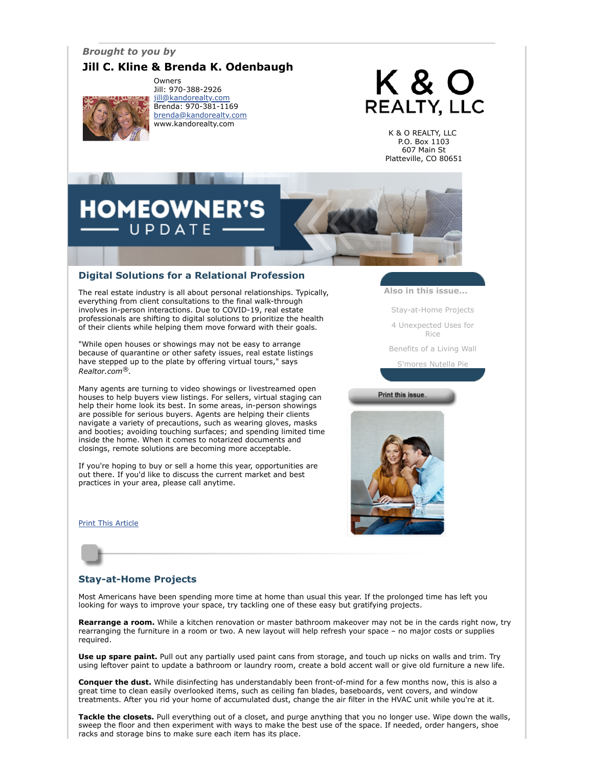*Brought to you by*

**Jill C. Kline & Brenda K. Odenbaugh**

Owners
Jill: 970-388-2926
jill@kandorealty.com
Brenda: 970-381-1169
brenda@kandorealty.com
www.kandorealty.com

K & O REALTY, LLC
P.O. Box 1103
607 Main St
Platteville, CO 80651

# HOMEOWNER'S UPDATE

## Digital Solutions for a Relational Profession

The real estate industry is all about personal relationships. Typically, everything from client consultations to the final walk-through involves in-person interactions. Due to COVID-19, real estate professionals are shifting to digital solutions to prioritize the health of their clients while helping them move forward with their goals.

"While open houses or showings may not be easy to arrange because of quarantine or other safety issues, real estate listings have stepped up to the plate by offering virtual tours," says *Realtor.com®*.

Many agents are turning to video showings or livestreamed open houses to help buyers view listings. For sellers, virtual staging can help their home look its best. In some areas, in-person showings are possible for serious buyers. Agents are helping their clients navigate a variety of precautions, such as wearing gloves, masks and booties; avoiding touching surfaces; and spending limited time inside the home. When it comes to notarized documents and closings, remote solutions are becoming more acceptable.

If you're hoping to buy or sell a home this year, opportunities are out there. If you'd like to discuss the current market and best practices in your area, please call anytime.

Print This Article

**Also in this issue...**

- Stay-at-Home Projects
- 4 Unexpected Uses for Rice
- Benefits of a Living Wall
- S'mores Nutella Pie

Print this issue.

## Stay-at-Home Projects

Most Americans have been spending more time at home than usual this year. If the prolonged time has left you looking for ways to improve your space, try tackling one of these easy but gratifying projects.

**Rearrange a room.** While a kitchen renovation or master bathroom makeover may not be in the cards right now, try rearranging the furniture in a room or two. A new layout will help refresh your space – no major costs or supplies required.

**Use up spare paint.** Pull out any partially used paint cans from storage, and touch up nicks on walls and trim. Try using leftover paint to update a bathroom or laundry room, create a bold accent wall or give old furniture a new life.

**Conquer the dust.** While disinfecting has understandably been front-of-mind for a few months now, this is also a great time to clean easily overlooked items, such as ceiling fan blades, baseboards, vent covers, and window treatments. After you rid your home of accumulated dust, change the air filter in the HVAC unit while you're at it.

**Tackle the closets.** Pull everything out of a closet, and purge anything that you no longer use. Wipe down the walls, sweep the floor and then experiment with ways to make the best use of the space. If needed, order hangers, shoe racks and storage bins to make sure each item has its place.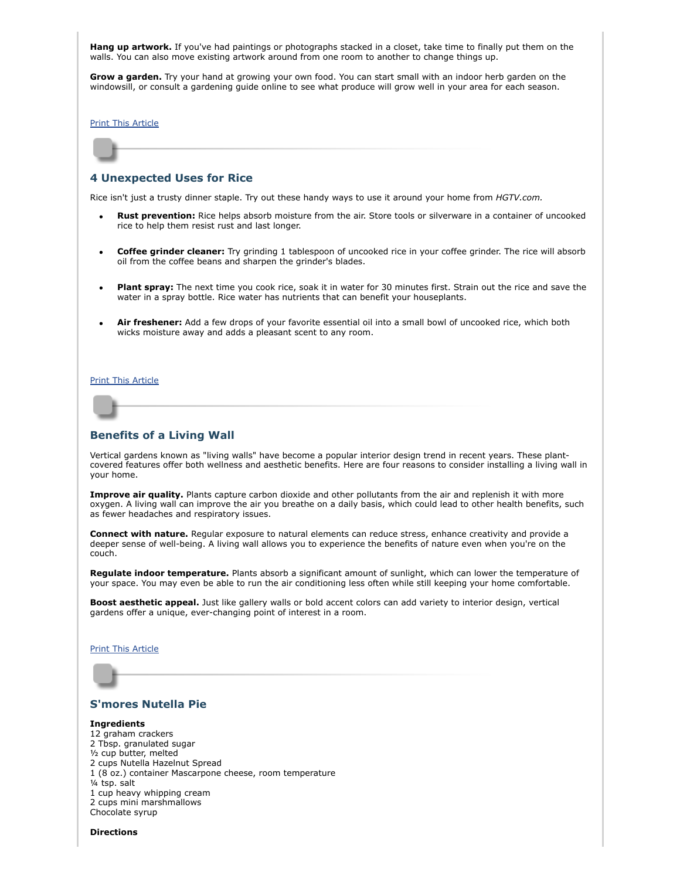**Hang up artwork.** If you've had paintings or photographs stacked in a closet, take time to finally put them on the walls. You can also move existing artwork around from one room to another to change things up.

**Grow a garden.** Try your hand at growing your own food. You can start small with an indoor herb garden on the windowsill, or consult a gardening guide online to see what produce will grow well in your area for each season.

Print This Article

## 4 Unexpected Uses for Rice

Rice isn't just a trusty dinner staple. Try out these handy ways to use it around your home from *HGTV.com.*

- **Rust prevention:** Rice helps absorb moisture from the air. Store tools or silverware in a container of uncooked rice to help them resist rust and last longer.
- **Coffee grinder cleaner:** Try grinding 1 tablespoon of uncooked rice in your coffee grinder. The rice will absorb oil from the coffee beans and sharpen the grinder's blades.
- **Plant spray:** The next time you cook rice, soak it in water for 30 minutes first. Strain out the rice and save the water in a spray bottle. Rice water has nutrients that can benefit your houseplants.
- **Air freshener:** Add a few drops of your favorite essential oil into a small bowl of uncooked rice, which both wicks moisture away and adds a pleasant scent to any room.

Print This Article

## Benefits of a Living Wall

Vertical gardens known as "living walls" have become a popular interior design trend in recent years. These plant-covered features offer both wellness and aesthetic benefits. Here are four reasons to consider installing a living wall in your home.

**Improve air quality.** Plants capture carbon dioxide and other pollutants from the air and replenish it with more oxygen. A living wall can improve the air you breathe on a daily basis, which could lead to other health benefits, such as fewer headaches and respiratory issues.

**Connect with nature.** Regular exposure to natural elements can reduce stress, enhance creativity and provide a deeper sense of well-being. A living wall allows you to experience the benefits of nature even when you're on the couch.

**Regulate indoor temperature.** Plants absorb a significant amount of sunlight, which can lower the temperature of your space. You may even be able to run the air conditioning less often while still keeping your home comfortable.

**Boost aesthetic appeal.** Just like gallery walls or bold accent colors can add variety to interior design, vertical gardens offer a unique, ever-changing point of interest in a room.

Print This Article

## S'mores Nutella Pie

**Ingredients**
12 graham crackers
2 Tbsp. granulated sugar
½ cup butter, melted
2 cups Nutella Hazelnut Spread
1 (8 oz.) container Mascarpone cheese, room temperature
¼ tsp. salt
1 cup heavy whipping cream
2 cups mini marshmallows
Chocolate syrup

**Directions**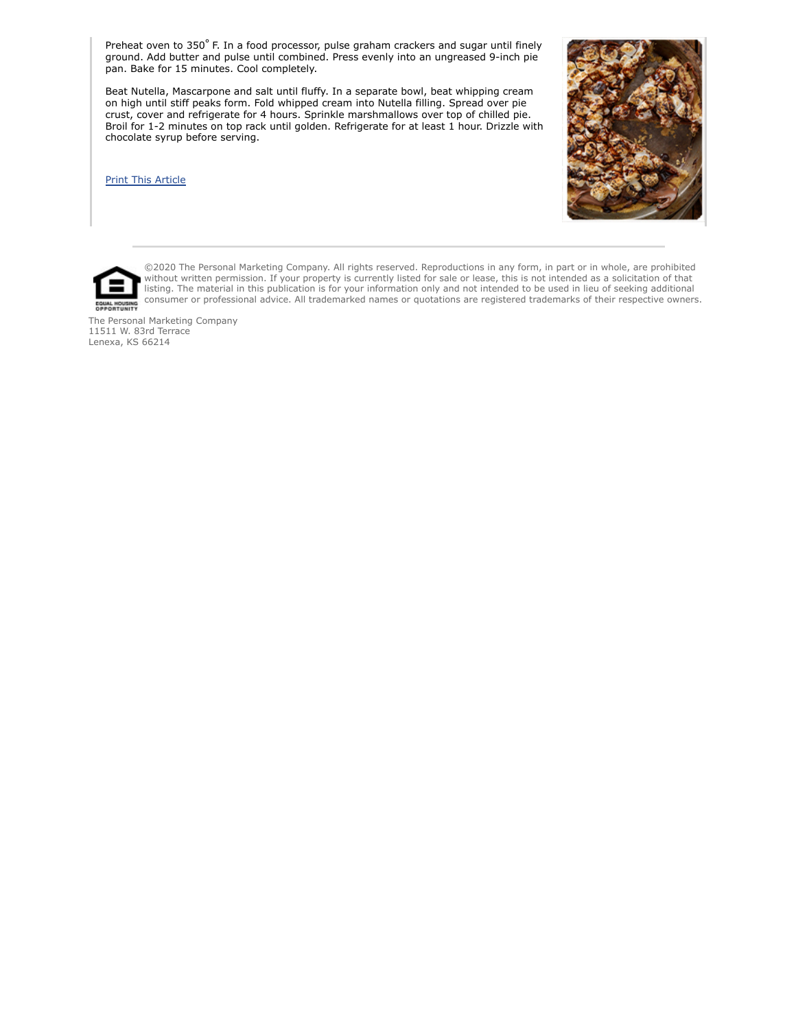Preheat oven to 350° F. In a food processor, pulse graham crackers and sugar until finely ground. Add butter and pulse until combined. Press evenly into an ungreased 9-inch pie pan. Bake for 15 minutes. Cool completely.

Beat Nutella, Mascarpone and salt until fluffy. In a separate bowl, beat whipping cream on high until stiff peaks form. Fold whipped cream into Nutella filling. Spread over pie crust, cover and refrigerate for 4 hours. Sprinkle marshmallows over top of chilled pie. Broil for 1-2 minutes on top rack until golden. Refrigerate for at least 1 hour. Drizzle with chocolate syrup before serving.

Print This Article

---

©2020 The Personal Marketing Company. All rights reserved. Reproductions in any form, in part or in whole, are prohibited without written permission. If your property is currently listed for sale or lease, this is not intended as a solicitation of that listing. The material in this publication is for your information only and not intended to be used in lieu of seeking additional consumer or professional advice. All trademarked names or quotations are registered trademarks of their respective owners.

The Personal Marketing Company
11511 W. 83rd Terrace
Lenexa, KS 66214